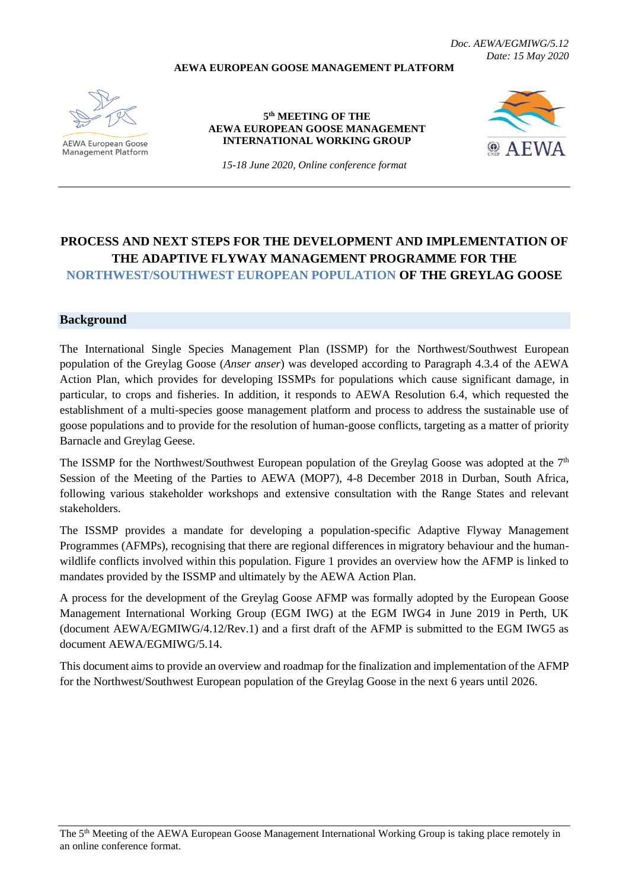*Doc. AEWA/EGMIWG/5.12*
*Date: 15 May 2020*

**AEWA EUROPEAN GOOSE MANAGEMENT PLATFORM**

AEWA European Goose Management Platform

**5th MEETING OF THE AEWA EUROPEAN GOOSE MANAGEMENT INTERNATIONAL WORKING GROUP**

*15-18 June 2020, Online conference format*

AEWA

# PROCESS AND NEXT STEPS FOR THE DEVELOPMENT AND IMPLEMENTATION OF THE ADAPTIVE FLYWAY MANAGEMENT PROGRAMME FOR THE NORTHWEST/SOUTHWEST EUROPEAN POPULATION OF THE GREYLAG GOOSE

## Background

The International Single Species Management Plan (ISSMP) for the Northwest/Southwest European population of the Greylag Goose (*Anser anser*) was developed according to Paragraph 4.3.4 of the AEWA Action Plan, which provides for developing ISSMPs for populations which cause significant damage, in particular, to crops and fisheries. In addition, it responds to AEWA Resolution 6.4, which requested the establishment of a multi-species goose management platform and process to address the sustainable use of goose populations and to provide for the resolution of human-goose conflicts, targeting as a matter of priority Barnacle and Greylag Geese.

The ISSMP for the Northwest/Southwest European population of the Greylag Goose was adopted at the 7th Session of the Meeting of the Parties to AEWA (MOP7), 4-8 December 2018 in Durban, South Africa, following various stakeholder workshops and extensive consultation with the Range States and relevant stakeholders.

The ISSMP provides a mandate for developing a population-specific Adaptive Flyway Management Programmes (AFMPs), recognising that there are regional differences in migratory behaviour and the human-wildlife conflicts involved within this population. Figure 1 provides an overview how the AFMP is linked to mandates provided by the ISSMP and ultimately by the AEWA Action Plan.

A process for the development of the Greylag Goose AFMP was formally adopted by the European Goose Management International Working Group (EGM IWG) at the EGM IWG4 in June 2019 in Perth, UK (document AEWA/EGMIWG/4.12/Rev.1) and a first draft of the AFMP is submitted to the EGM IWG5 as document AEWA/EGMIWG/5.14.

This document aims to provide an overview and roadmap for the finalization and implementation of the AFMP for the Northwest/Southwest European population of the Greylag Goose in the next 6 years until 2026.

The 5th Meeting of the AEWA European Goose Management International Working Group is taking place remotely in an online conference format.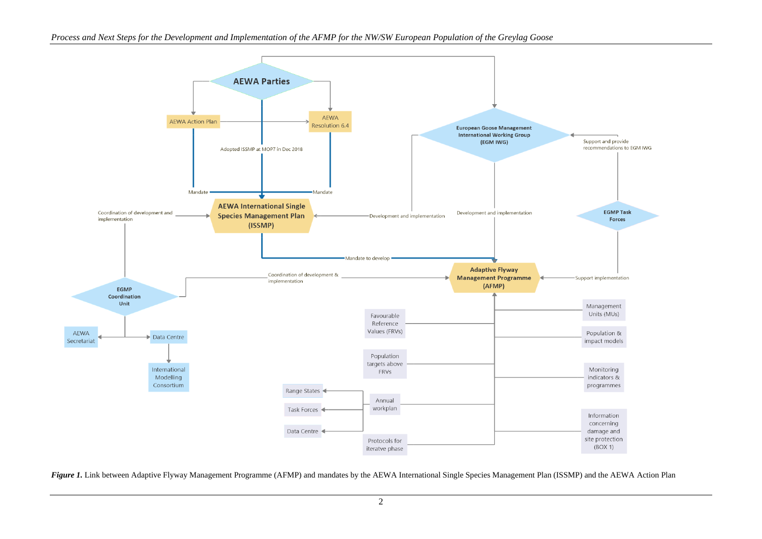***Figure 1.*** Link between Adaptive Flyway Management Programme (AFMP) and mandates by the AEWA International Single Species Management Plan (ISSMP) and the AEWA Action Plan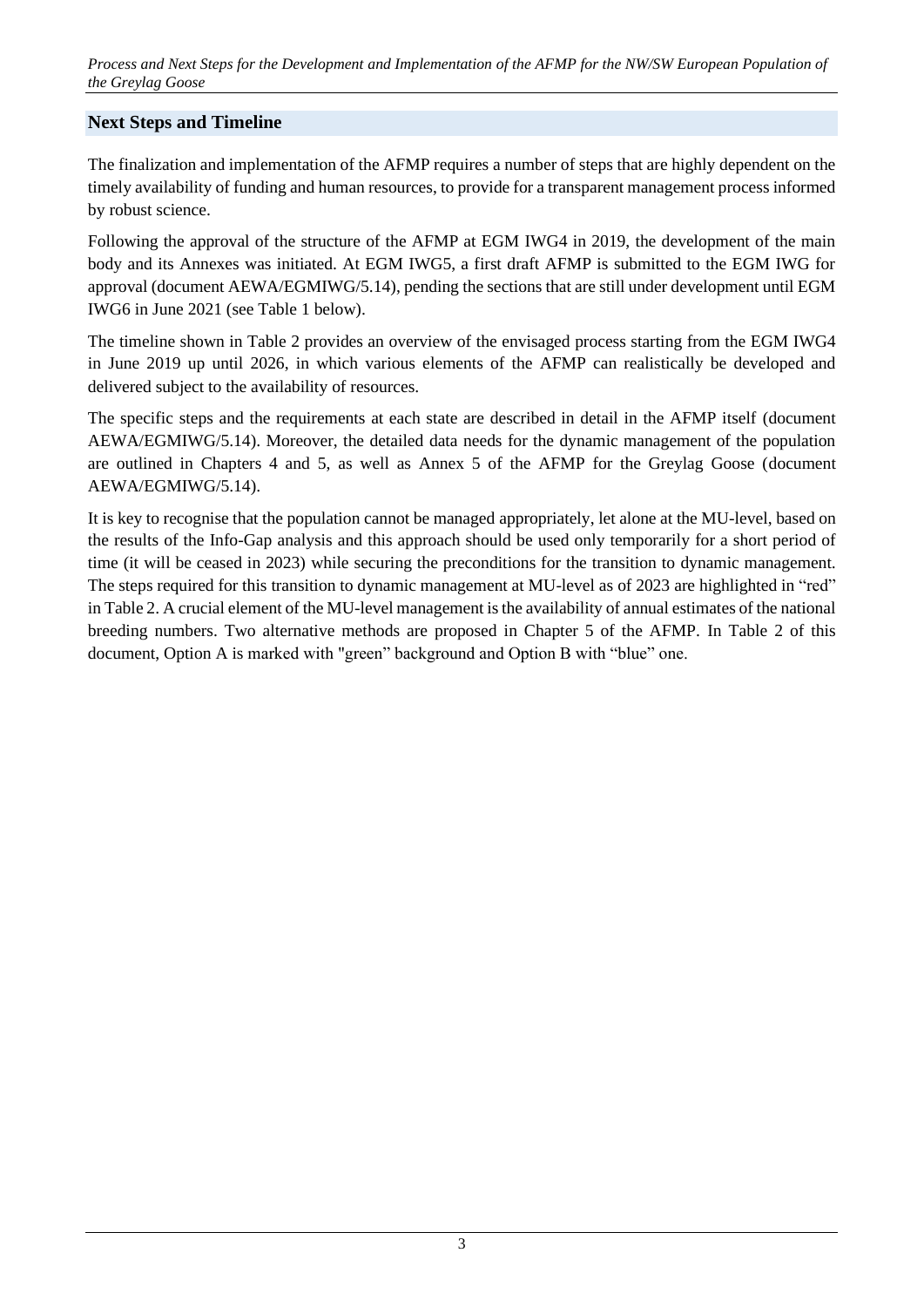## Next Steps and Timeline

The finalization and implementation of the AFMP requires a number of steps that are highly dependent on the timely availability of funding and human resources, to provide for a transparent management process informed by robust science.

Following the approval of the structure of the AFMP at EGM IWG4 in 2019, the development of the main body and its Annexes was initiated. At EGM IWG5, a first draft AFMP is submitted to the EGM IWG for approval (document AEWA/EGMIWG/5.14), pending the sections that are still under development until EGM IWG6 in June 2021 (see Table 1 below).

The timeline shown in Table 2 provides an overview of the envisaged process starting from the EGM IWG4 in June 2019 up until 2026, in which various elements of the AFMP can realistically be developed and delivered subject to the availability of resources.

The specific steps and the requirements at each state are described in detail in the AFMP itself (document AEWA/EGMIWG/5.14). Moreover, the detailed data needs for the dynamic management of the population are outlined in Chapters 4 and 5, as well as Annex 5 of the AFMP for the Greylag Goose (document AEWA/EGMIWG/5.14).

It is key to recognise that the population cannot be managed appropriately, let alone at the MU-level, based on the results of the Info-Gap analysis and this approach should be used only temporarily for a short period of time (it will be ceased in 2023) while securing the preconditions for the transition to dynamic management. The steps required for this transition to dynamic management at MU-level as of 2023 are highlighted in "red" in Table 2. A crucial element of the MU-level management is the availability of annual estimates of the national breeding numbers. Two alternative methods are proposed in Chapter 5 of the AFMP. In Table 2 of this document, Option A is marked with "green" background and Option B with "blue" one.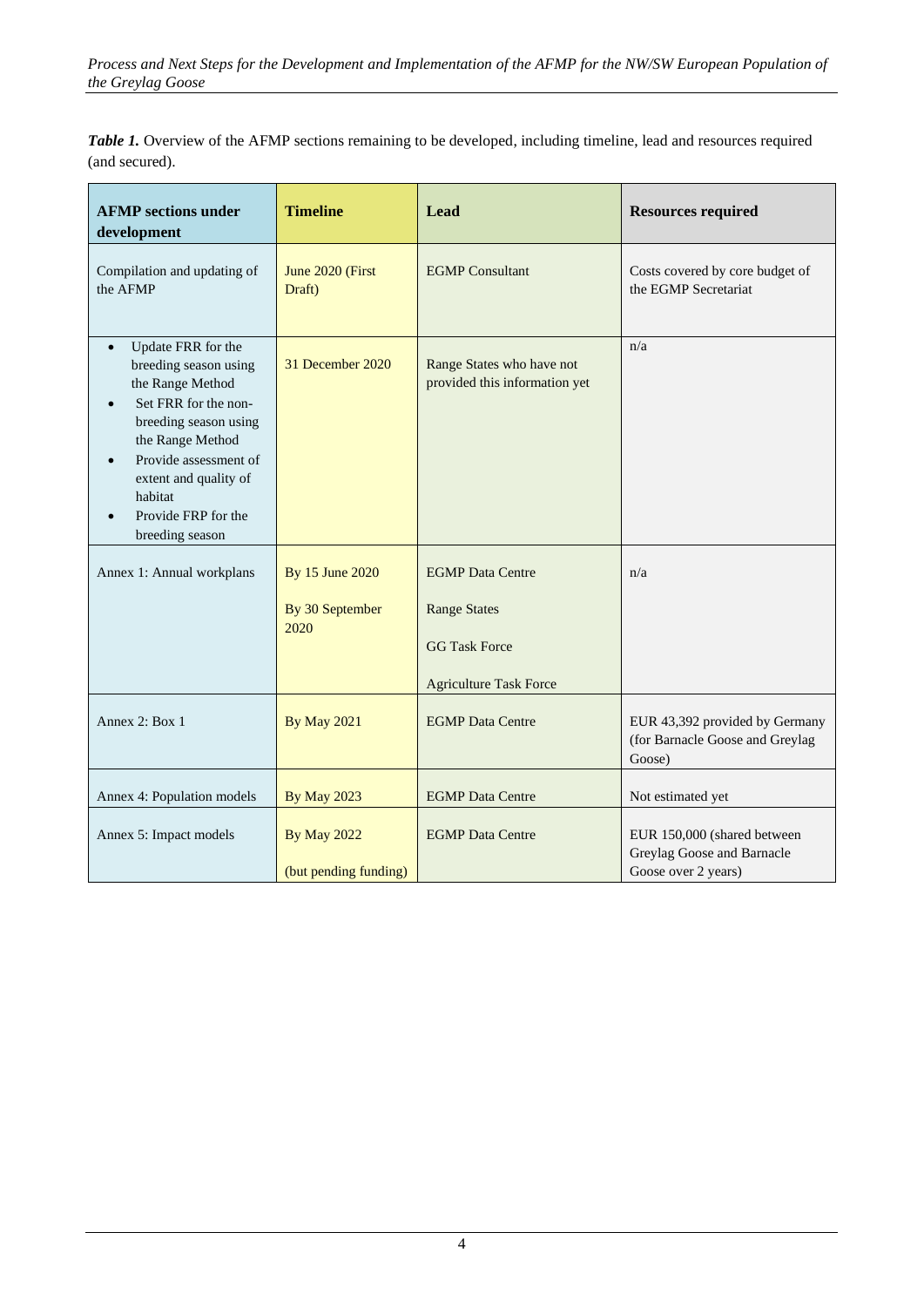***Table 1.*** Overview of the AFMP sections remaining to be developed, including timeline, lead and resources required (and secured).

| AFMP sections under development | Timeline | Lead | Resources required |
|---|---|---|---|
| Compilation and updating of the AFMP | June 2020 (First Draft) | EGMP Consultant | Costs covered by core budget of the EGMP Secretariat |
| • Update FRR for the breeding season using the Range Method<br>• Set FRR for the non-breeding season using the Range Method<br>• Provide assessment of extent and quality of habitat<br>• Provide FRP for the breeding season | 31 December 2020 | Range States who have not provided this information yet | n/a |
| Annex 1: Annual workplans | By 15 June 2020<br><br>By 30 September 2020 | EGMP Data Centre<br><br>Range States<br><br>GG Task Force<br><br>Agriculture Task Force | n/a |
| Annex 2: Box 1 | By May 2021 | EGMP Data Centre | EUR 43,392 provided by Germany (for Barnacle Goose and Greylag Goose) |
| Annex 4: Population models | By May 2023 | EGMP Data Centre | Not estimated yet |
| Annex 5: Impact models | By May 2022<br><br>(but pending funding) | EGMP Data Centre | EUR 150,000 (shared between Greylag Goose and Barnacle Goose over 2 years) |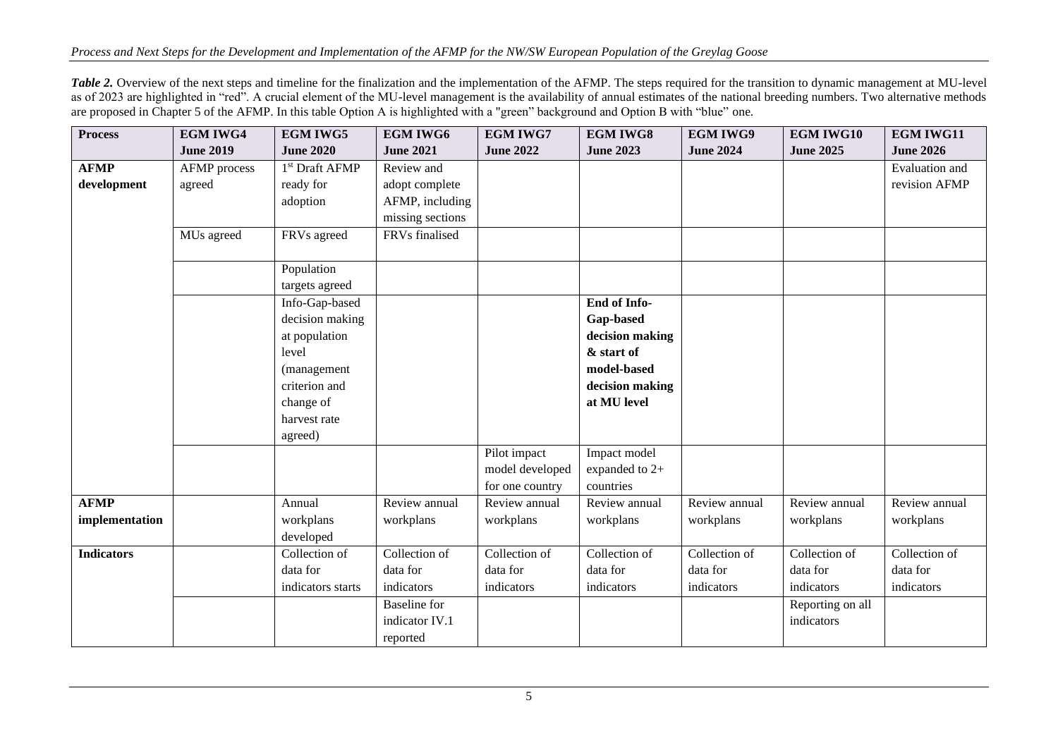***Table 2.*** Overview of the next steps and timeline for the finalization and the implementation of the AFMP. The steps required for the transition to dynamic management at MU-level as of 2023 are highlighted in "red". A crucial element of the MU-level management is the availability of annual estimates of the national breeding numbers. Two alternative methods are proposed in Chapter 5 of the AFMP. In this table Option A is highlighted with a "green" background and Option B with "blue" one.

| **Process** | **EGM IWG4 June 2019** | **EGM IWG5 June 2020** | **EGM IWG6 June 2021** | **EGM IWG7 June 2022** | **EGM IWG8 June 2023** | **EGM IWG9 June 2024** | **EGM IWG10 June 2025** | **EGM IWG11 June 2026** |
|---|---|---|---|---|---|---|---|---|
| **AFMP development** | AFMP process agreed | 1st Draft AFMP ready for adoption | Review and adopt complete AFMP, including missing sections | | | | | Evaluation and revision AFMP |
| | MUs agreed | FRVs agreed | FRVs finalised | | | | | |
| | | Population targets agreed | | | | | | |
| | | Info-Gap-based decision making at population level (management criterion and change of harvest rate agreed) | | | **End of Info-Gap-based decision making & start of model-based decision making at MU level** | | | |
| | | | | Pilot impact model developed for one country | Impact model expanded to 2+ countries | | | |
| **AFMP implementation** | | Annual workplans developed | Review annual workplans | Review annual workplans | Review annual workplans | Review annual workplans | Review annual workplans | Review annual workplans |
| **Indicators** | | Collection of data for indicators starts | Collection of data for indicators | Collection of data for indicators | Collection of data for indicators | Collection of data for indicators | Collection of data for indicators | Collection of data for indicators |
| | | | Baseline for indicator IV.1 reported | | | | Reporting on all indicators | |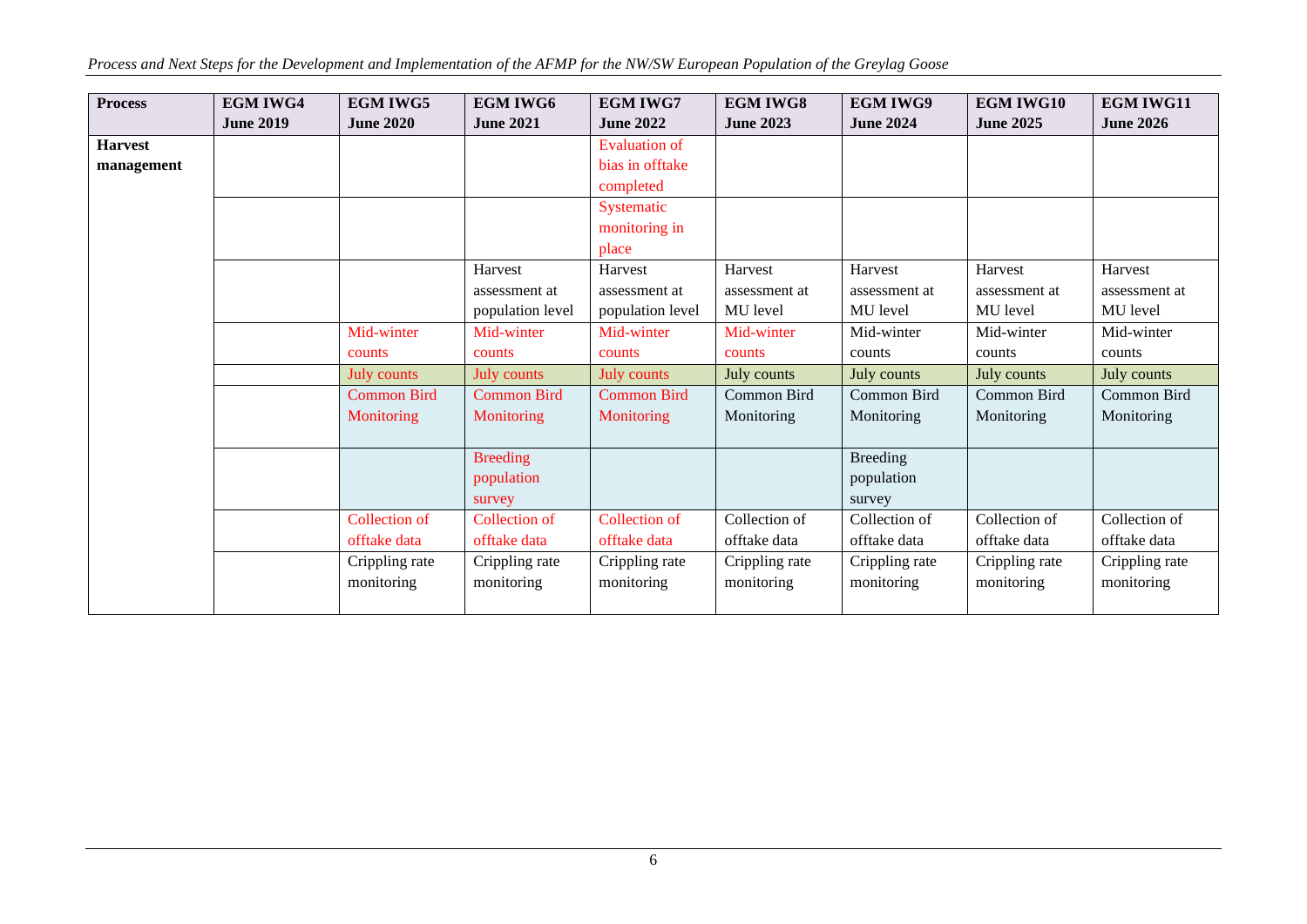| Process | EGM IWG4 June 2019 | EGM IWG5 June 2020 | EGM IWG6 June 2021 | EGM IWG7 June 2022 | EGM IWG8 June 2023 | EGM IWG9 June 2024 | EGM IWG10 June 2025 | EGM IWG11 June 2026 |
|---|---|---|---|---|---|---|---|---|
| **Harvest management** | | | | Evaluation of bias in offtake completed | | | | |
| | | | | Systematic monitoring in place | | | | |
| | | | Harvest assessment at population level | Harvest assessment at population level | Harvest assessment at MU level | Harvest assessment at MU level | Harvest assessment at MU level | Harvest assessment at MU level |
| | | Mid-winter counts | Mid-winter counts | Mid-winter counts | Mid-winter counts | Mid-winter counts | Mid-winter counts | Mid-winter counts |
| | | July counts | July counts | July counts | July counts | July counts | July counts | July counts |
| | | Common Bird Monitoring | Common Bird Monitoring | Common Bird Monitoring | Common Bird Monitoring | Common Bird Monitoring | Common Bird Monitoring | Common Bird Monitoring |
| | | | Breeding population survey | | | Breeding population survey | | |
| | | Collection of offtake data | Collection of offtake data | Collection of offtake data | Collection of offtake data | Collection of offtake data | Collection of offtake data | Collection of offtake data |
| | | Crippling rate monitoring | Crippling rate monitoring | Crippling rate monitoring | Crippling rate monitoring | Crippling rate monitoring | Crippling rate monitoring | Crippling rate monitoring |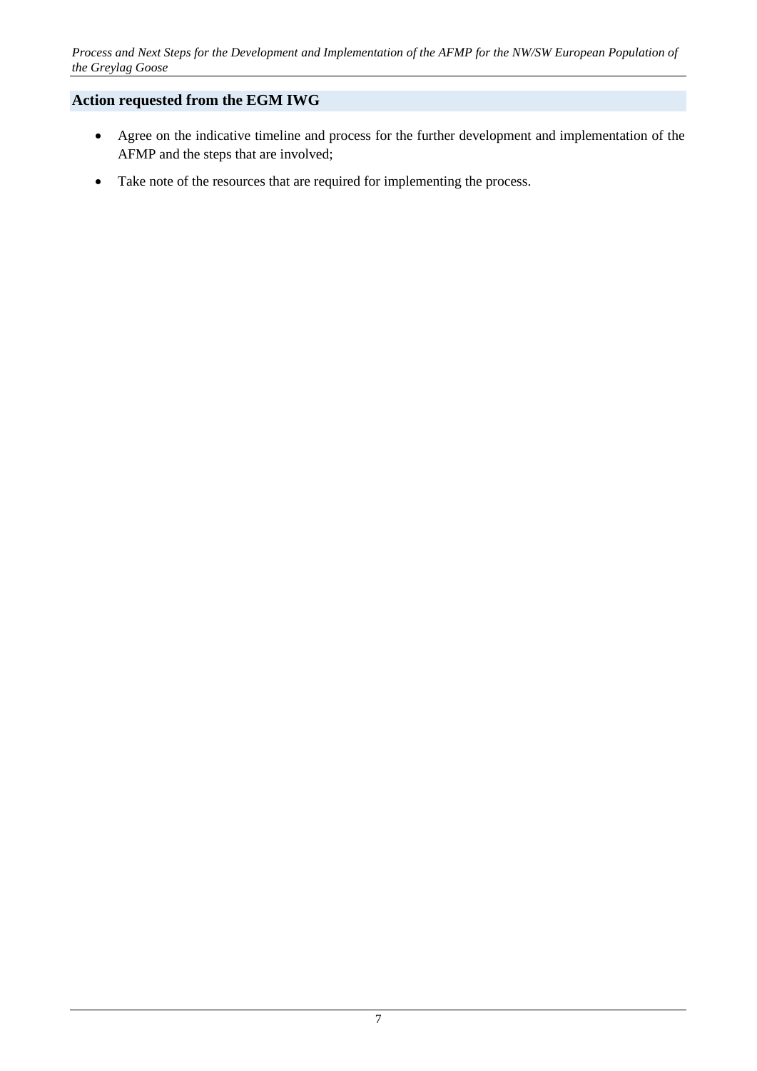## Action requested from the EGM IWG

- Agree on the indicative timeline and process for the further development and implementation of the AFMP and the steps that are involved;
- Take note of the resources that are required for implementing the process.